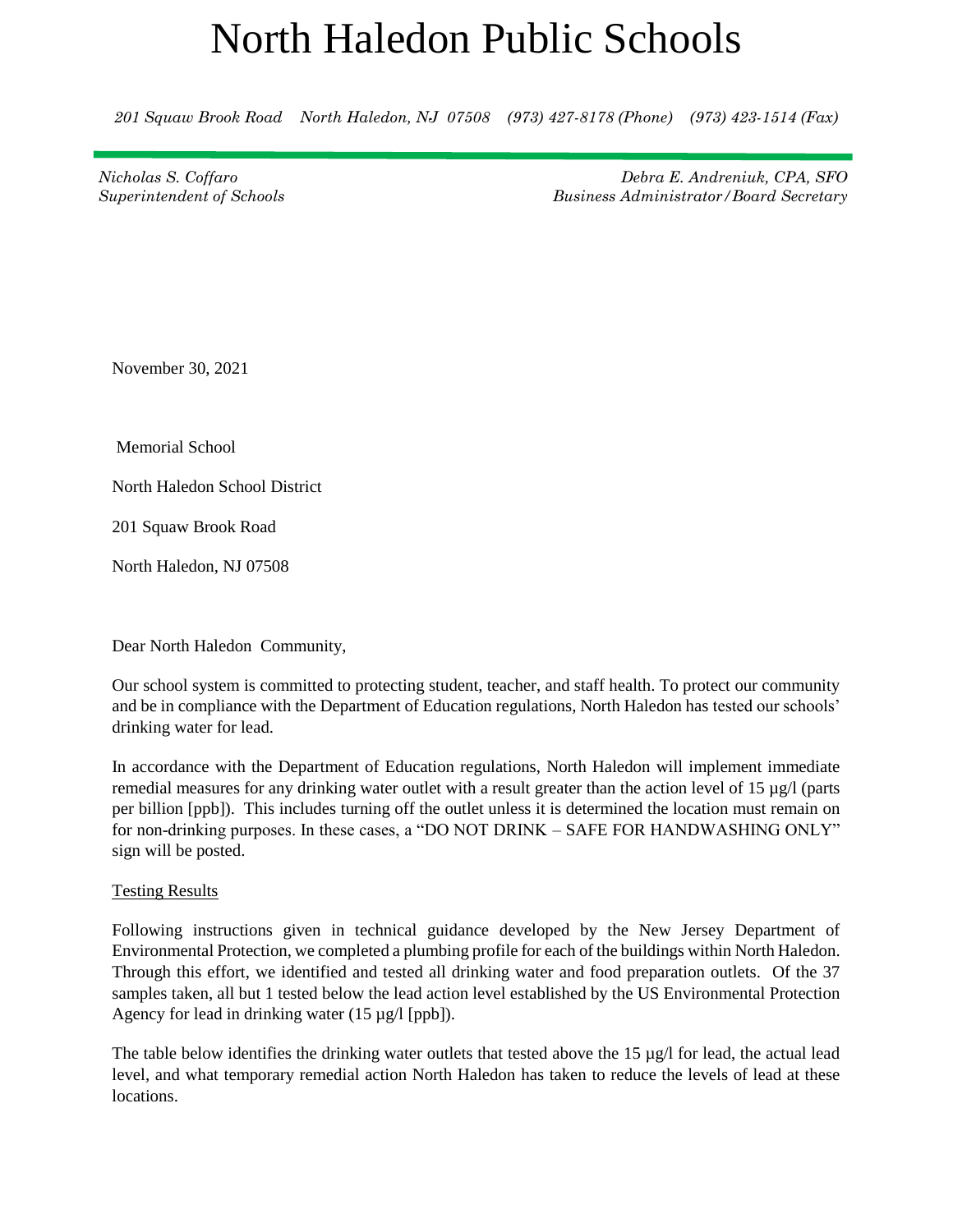# North Haledon Public Schools

*201 Squaw Brook Road North Haledon, NJ 07508 (973) 427-8178 (Phone) (973) 423-1514 (Fax)*

*Nicholas S. Coffaro*
*Superintendent of Schools*

*Debra E. Andreniuk, CPA, SFO*
*Business Administrator/Board Secretary*

November 30, 2021

Memorial School

North Haledon School District

201 Squaw Brook Road

North Haledon, NJ 07508

Dear North Haledon Community,

Our school system is committed to protecting student, teacher, and staff health. To protect our community and be in compliance with the Department of Education regulations, North Haledon has tested our schools' drinking water for lead.

In accordance with the Department of Education regulations, North Haledon will implement immediate remedial measures for any drinking water outlet with a result greater than the action level of 15 µg/l (parts per billion [ppb]). This includes turning off the outlet unless it is determined the location must remain on for non-drinking purposes. In these cases, a "DO NOT DRINK – SAFE FOR HANDWASHING ONLY" sign will be posted.

## Testing Results

Following instructions given in technical guidance developed by the New Jersey Department of Environmental Protection, we completed a plumbing profile for each of the buildings within North Haledon. Through this effort, we identified and tested all drinking water and food preparation outlets. Of the 37 samples taken, all but 1 tested below the lead action level established by the US Environmental Protection Agency for lead in drinking water (15 µg/l [ppb]).

The table below identifies the drinking water outlets that tested above the 15 µg/l for lead, the actual lead level, and what temporary remedial action North Haledon has taken to reduce the levels of lead at these locations.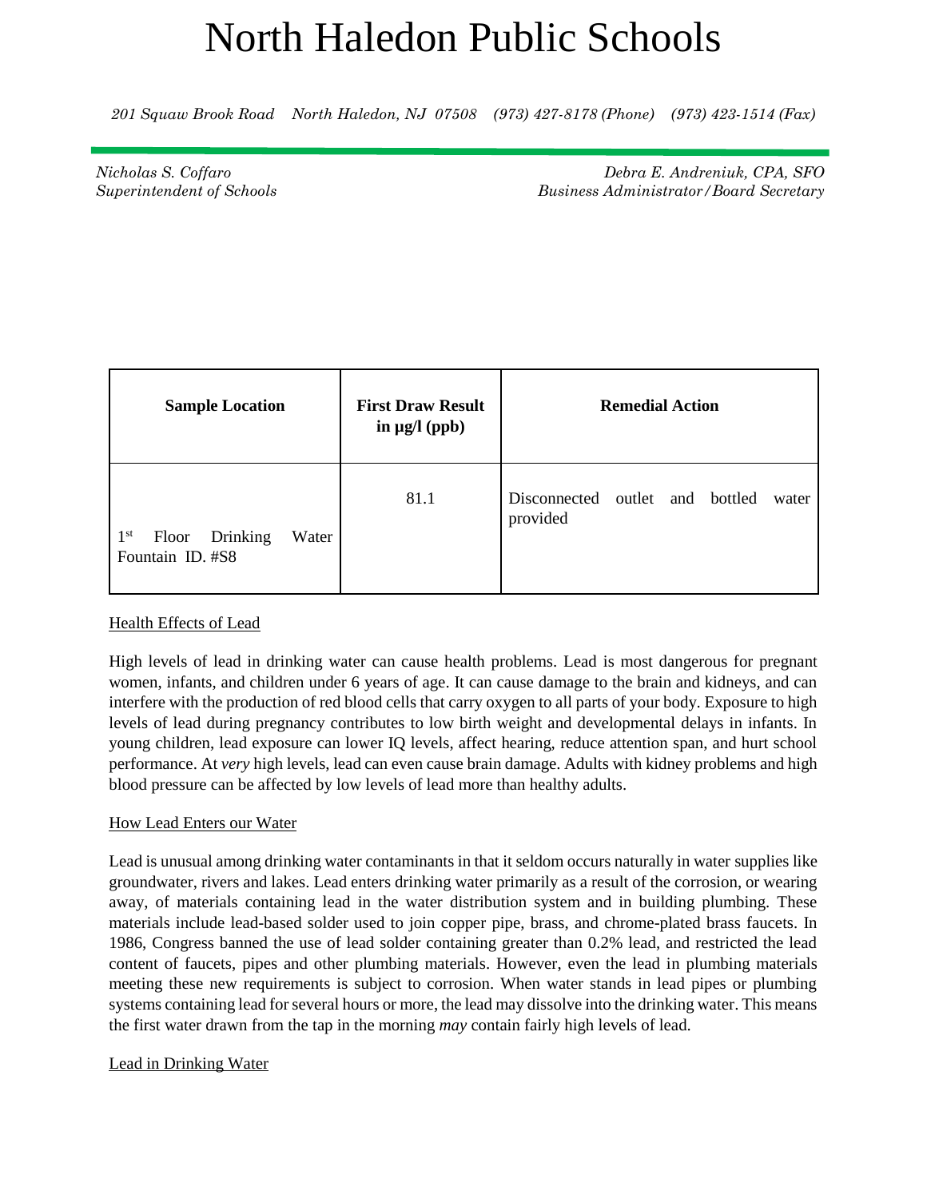# North Haledon Public Schools

*201 Squaw Brook Road North Haledon, NJ 07508 (973) 427-8178 (Phone) (973) 423-1514 (Fax)*

*Nicholas S. Coffaro*
*Superintendent of Schools*

*Debra E. Andreniuk, CPA, SFO*
*Business Administrator/Board Secretary*

| Sample Location | First Draw Result in µg/l (ppb) | Remedial Action |
|---|---|---|
| 1st Floor Drinking Water Fountain ID. #S8 | 81.1 | Disconnected outlet and bottled water provided |

Health Effects of Lead

High levels of lead in drinking water can cause health problems. Lead is most dangerous for pregnant women, infants, and children under 6 years of age. It can cause damage to the brain and kidneys, and can interfere with the production of red blood cells that carry oxygen to all parts of your body. Exposure to high levels of lead during pregnancy contributes to low birth weight and developmental delays in infants. In young children, lead exposure can lower IQ levels, affect hearing, reduce attention span, and hurt school performance. At *very* high levels, lead can even cause brain damage. Adults with kidney problems and high blood pressure can be affected by low levels of lead more than healthy adults.

How Lead Enters our Water

Lead is unusual among drinking water contaminants in that it seldom occurs naturally in water supplies like groundwater, rivers and lakes. Lead enters drinking water primarily as a result of the corrosion, or wearing away, of materials containing lead in the water distribution system and in building plumbing. These materials include lead-based solder used to join copper pipe, brass, and chrome-plated brass faucets. In 1986, Congress banned the use of lead solder containing greater than 0.2% lead, and restricted the lead content of faucets, pipes and other plumbing materials. However, even the lead in plumbing materials meeting these new requirements is subject to corrosion. When water stands in lead pipes or plumbing systems containing lead for several hours or more, the lead may dissolve into the drinking water. This means the first water drawn from the tap in the morning *may* contain fairly high levels of lead.

Lead in Drinking Water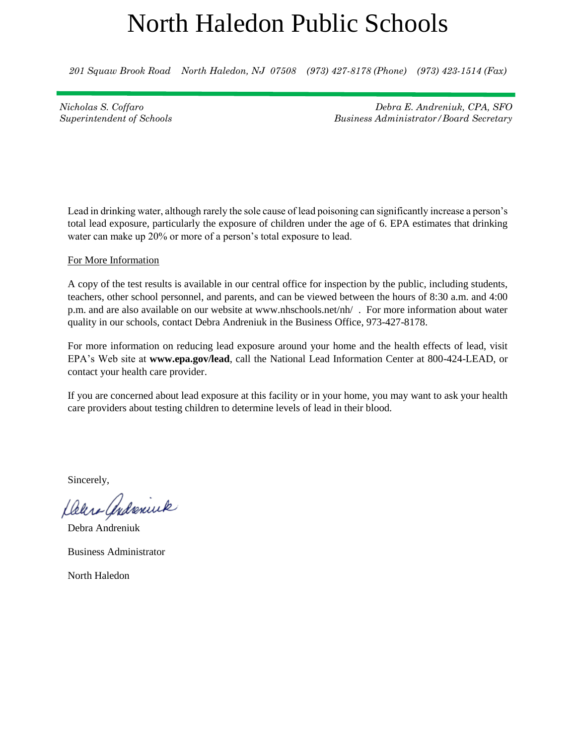# North Haledon Public Schools

*201 Squaw Brook Road North Haledon, NJ 07508 (973) 427-8178 (Phone) (973) 423-1514 (Fax)*

*Nicholas S. Coffaro*
*Superintendent of Schools*

*Debra E. Andreniuk, CPA, SFO*
*Business Administrator/Board Secretary*

Lead in drinking water, although rarely the sole cause of lead poisoning can significantly increase a person's total lead exposure, particularly the exposure of children under the age of 6. EPA estimates that drinking water can make up 20% or more of a person's total exposure to lead.

For More Information

A copy of the test results is available in our central office for inspection by the public, including students, teachers, other school personnel, and parents, and can be viewed between the hours of 8:30 a.m. and 4:00 p.m. and are also available on our website at www.nhschools.net/nh/ . For more information about water quality in our schools, contact Debra Andreniuk in the Business Office, 973-427-8178.

For more information on reducing lead exposure around your home and the health effects of lead, visit EPA's Web site at **www.epa.gov/lead**, call the National Lead Information Center at 800-424-LEAD, or contact your health care provider.

If you are concerned about lead exposure at this facility or in your home, you may want to ask your health care providers about testing children to determine levels of lead in their blood.

Sincerely,

Debra Andreniuk

Business Administrator

North Haledon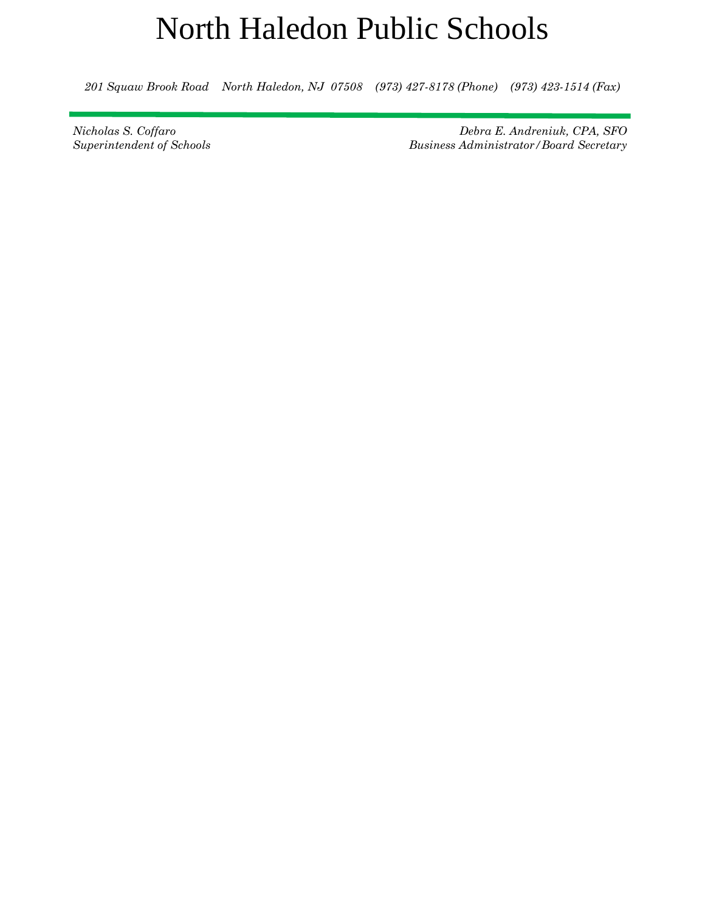# North Haledon Public Schools

*201 Squaw Brook Road North Haledon, NJ 07508 (973) 427-8178 (Phone) (973) 423-1514 (Fax)*

*Nicholas S. Coffaro*
*Superintendent of Schools*

*Debra E. Andreniuk, CPA, SFO*
*Business Administrator/Board Secretary*